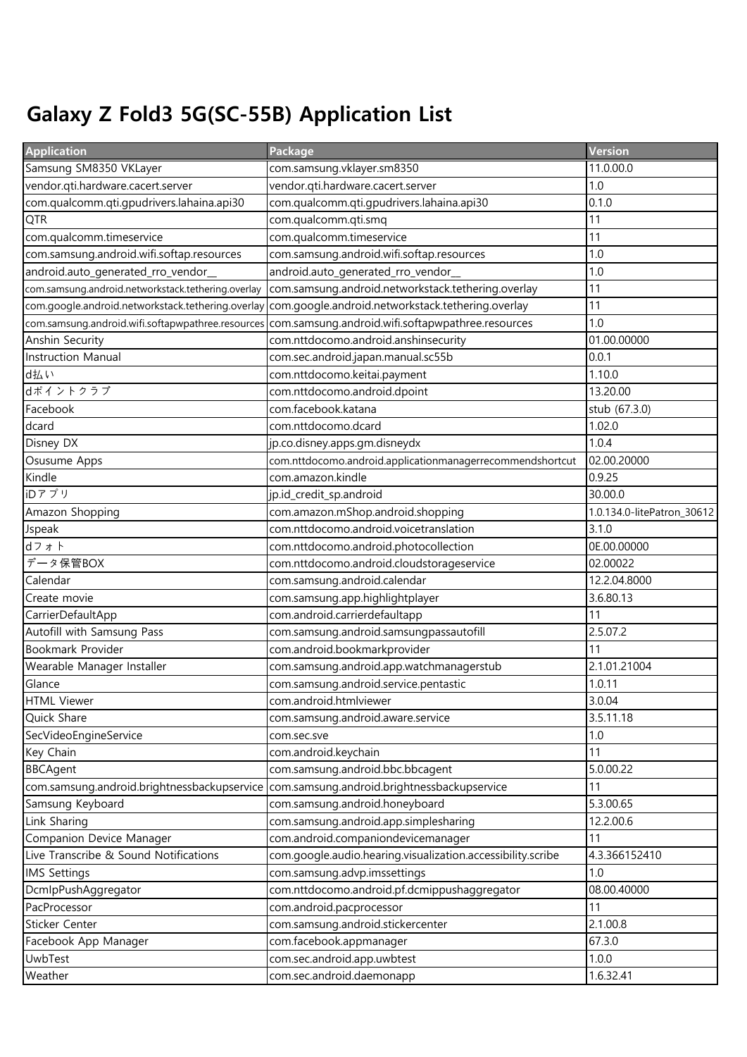# Galaxy Z Fold3 5G(SC-55B) Application List

| Application | Package | Version |
|---|---|---|
| Samsung SM8350 VKLayer | com.samsung.vklayer.sm8350 | 11.0.00.0 |
| vendor.qti.hardware.cacert.server | vendor.qti.hardware.cacert.server | 1.0 |
| com.qualcomm.qti.gpudrivers.lahaina.api30 | com.qualcomm.qti.gpudrivers.lahaina.api30 | 0.1.0 |
| QTR | com.qualcomm.qti.smq | 11 |
| com.qualcomm.timeservice | com.qualcomm.timeservice | 11 |
| com.samsung.android.wifi.softap.resources | com.samsung.android.wifi.softap.resources | 1.0 |
| android.auto_generated_rro_vendor__ | android.auto_generated_rro_vendor__ | 1.0 |
| com.samsung.android.networkstack.tethering.overlay | com.samsung.android.networkstack.tethering.overlay | 11 |
| com.google.android.networkstack.tethering.overlay | com.google.android.networkstack.tethering.overlay | 11 |
| com.samsung.android.wifi.softapwpathree.resources | com.samsung.android.wifi.softapwpathree.resources | 1.0 |
| Anshin Security | com.nttdocomo.android.anshinsecurity | 01.00.00000 |
| Instruction Manual | com.sec.android.japan.manual.sc55b | 0.0.1 |
| d払い | com.nttdocomo.keitai.payment | 1.10.0 |
| dポイントクラブ | com.nttdocomo.android.dpoint | 13.20.00 |
| Facebook | com.facebook.katana | stub (67.3.0) |
| dcard | com.nttdocomo.dcard | 1.02.0 |
| Disney DX | jp.co.disney.apps.gm.disneydx | 1.0.4 |
| Osusume Apps | com.nttdocomo.android.applicationmanagerrecommendshortcut | 02.00.20000 |
| Kindle | com.amazon.kindle | 0.9.25 |
| iDアプリ | jp.id_credit_sp.android | 30.00.0 |
| Amazon Shopping | com.amazon.mShop.android.shopping | 1.0.134.0-litePatron_30612 |
| Jspeak | com.nttdocomo.android.voicetranslation | 3.1.0 |
| dフォト | com.nttdocomo.android.photocollection | 0E.00.00000 |
| データ保管BOX | com.nttdocomo.android.cloudstorageservice | 02.00022 |
| Calendar | com.samsung.android.calendar | 12.2.04.8000 |
| Create movie | com.samsung.app.highlightplayer | 3.6.80.13 |
| CarrierDefaultApp | com.android.carrierdefaultapp | 11 |
| Autofill with Samsung Pass | com.samsung.android.samsungpassautofill | 2.5.07.2 |
| Bookmark Provider | com.android.bookmarkprovider | 11 |
| Wearable Manager Installer | com.samsung.android.app.watchmanagerstub | 2.1.01.21004 |
| Glance | com.samsung.android.service.pentastic | 1.0.11 |
| HTML Viewer | com.android.htmlviewer | 3.0.04 |
| Quick Share | com.samsung.android.aware.service | 3.5.11.18 |
| SecVideoEngineService | com.sec.sve | 1.0 |
| Key Chain | com.android.keychain | 11 |
| BBCAgent | com.samsung.android.bbc.bbcagent | 5.0.00.22 |
| com.samsung.android.brightnessbackupservice | com.samsung.android.brightnessbackupservice | 11 |
| Samsung Keyboard | com.samsung.android.honeyboard | 5.3.00.65 |
| Link Sharing | com.samsung.android.app.simplesharing | 12.2.00.6 |
| Companion Device Manager | com.android.companiondevicemanager | 11 |
| Live Transcribe & Sound Notifications | com.google.audio.hearing.visualization.accessibility.scribe | 4.3.366152410 |
| IMS Settings | com.samsung.advp.imssettings | 1.0 |
| DcmIpPushAggregator | com.nttdocomo.android.pf.dcmippushaggregator | 08.00.40000 |
| PacProcessor | com.android.pacprocessor | 11 |
| Sticker Center | com.samsung.android.stickercenter | 2.1.00.8 |
| Facebook App Manager | com.facebook.appmanager | 67.3.0 |
| UwbTest | com.sec.android.app.uwbtest | 1.0.0 |
| Weather | com.sec.android.daemonapp | 1.6.32.41 |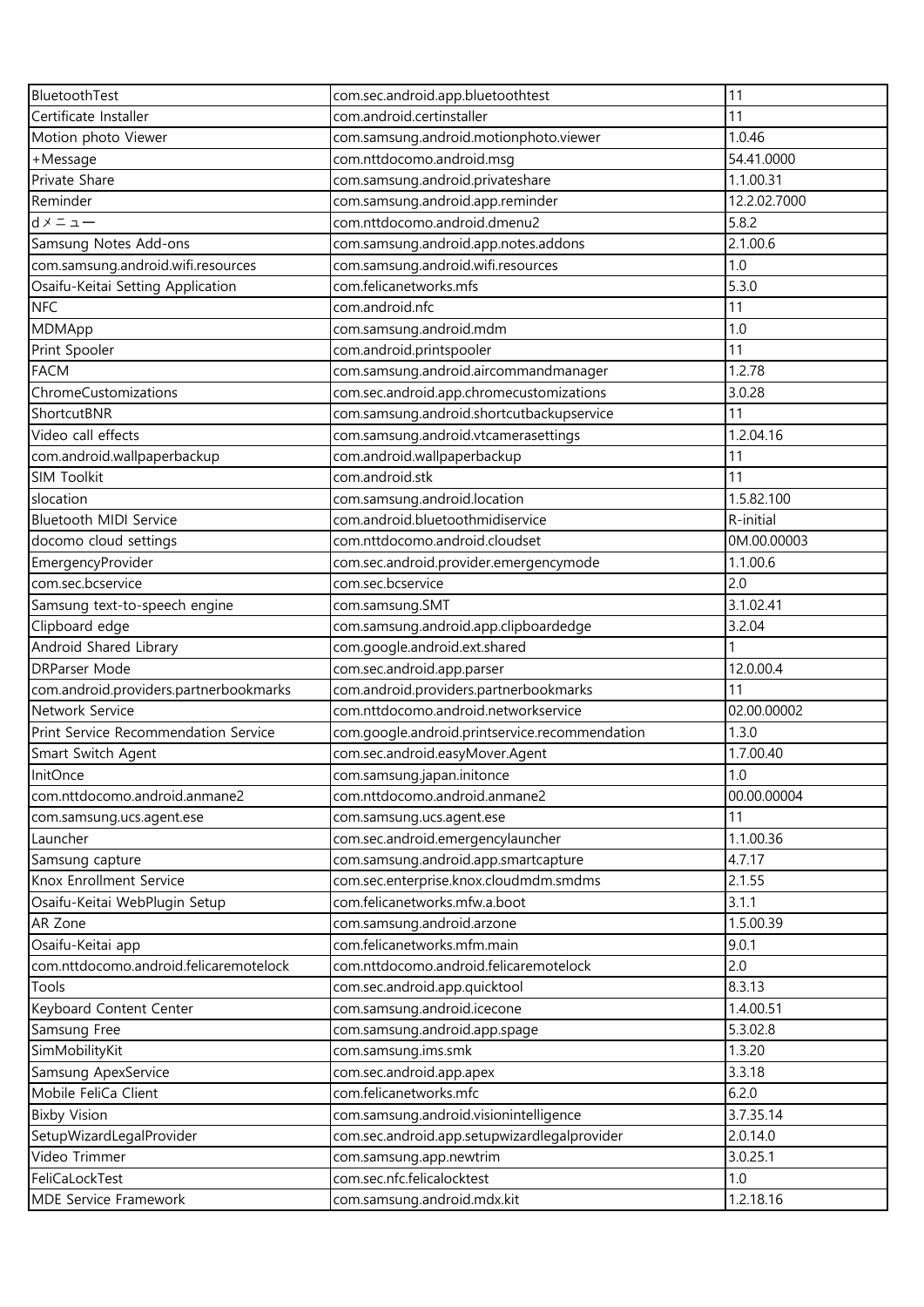| BluetoothTest | com.sec.android.app.bluetoothtest | 11 |
|---|---|---|
| Certificate Installer | com.android.certinstaller | 11 |
| Motion photo Viewer | com.samsung.android.motionphoto.viewer | 1.0.46 |
| +Message | com.nttdocomo.android.msg | 54.41.0000 |
| Private Share | com.samsung.android.privateshare | 1.1.00.31 |
| Reminder | com.samsung.android.app.reminder | 12.2.02.7000 |
| dメニュー | com.nttdocomo.android.dmenu2 | 5.8.2 |
| Samsung Notes Add-ons | com.samsung.android.app.notes.addons | 2.1.00.6 |
| com.samsung.android.wifi.resources | com.samsung.android.wifi.resources | 1.0 |
| Osaifu-Keitai Setting Application | com.felicanetworks.mfs | 5.3.0 |
| NFC | com.android.nfc | 11 |
| MDMApp | com.samsung.android.mdm | 1.0 |
| Print Spooler | com.android.printspooler | 11 |
| FACM | com.samsung.android.aircommandmanager | 1.2.78 |
| ChromeCustomizations | com.sec.android.app.chromecustomizations | 3.0.28 |
| ShortcutBNR | com.samsung.android.shortcutbackupservice | 11 |
| Video call effects | com.samsung.android.vtcamerasettings | 1.2.04.16 |
| com.android.wallpaperbackup | com.android.wallpaperbackup | 11 |
| SIM Toolkit | com.android.stk | 11 |
| slocation | com.samsung.android.location | 1.5.82.100 |
| Bluetooth MIDI Service | com.android.bluetoothmidiservice | R-initial |
| docomo cloud settings | com.nttdocomo.android.cloudset | 0M.00.00003 |
| EmergencyProvider | com.sec.android.provider.emergencymode | 1.1.00.6 |
| com.sec.bcservice | com.sec.bcservice | 2.0 |
| Samsung text-to-speech engine | com.samsung.SMT | 3.1.02.41 |
| Clipboard edge | com.samsung.android.app.clipboardedge | 3.2.04 |
| Android Shared Library | com.google.android.ext.shared | 1 |
| DRParser Mode | com.sec.android.app.parser | 12.0.00.4 |
| com.android.providers.partnerbookmarks | com.android.providers.partnerbookmarks | 11 |
| Network Service | com.nttdocomo.android.networkservice | 02.00.00002 |
| Print Service Recommendation Service | com.google.android.printservice.recommendation | 1.3.0 |
| Smart Switch Agent | com.sec.android.easyMover.Agent | 1.7.00.40 |
| InitOnce | com.samsung.japan.initonce | 1.0 |
| com.nttdocomo.android.anmane2 | com.nttdocomo.android.anmane2 | 00.00.00004 |
| com.samsung.ucs.agent.ese | com.samsung.ucs.agent.ese | 11 |
| Launcher | com.sec.android.emergencylauncher | 1.1.00.36 |
| Samsung capture | com.samsung.android.app.smartcapture | 4.7.17 |
| Knox Enrollment Service | com.sec.enterprise.knox.cloudmdm.smdms | 2.1.55 |
| Osaifu-Keitai WebPlugin Setup | com.felicanetworks.mfw.a.boot | 3.1.1 |
| AR Zone | com.samsung.android.arzone | 1.5.00.39 |
| Osaifu-Keitai app | com.felicanetworks.mfm.main | 9.0.1 |
| com.nttdocomo.android.felicaremotelock | com.nttdocomo.android.felicaremotelock | 2.0 |
| Tools | com.sec.android.app.quicktool | 8.3.13 |
| Keyboard Content Center | com.samsung.android.icecone | 1.4.00.51 |
| Samsung Free | com.samsung.android.app.spage | 5.3.02.8 |
| SimMobilityKit | com.samsung.ims.smk | 1.3.20 |
| Samsung ApexService | com.sec.android.app.apex | 3.3.18 |
| Mobile FeliCa Client | com.felicanetworks.mfc | 6.2.0 |
| Bixby Vision | com.samsung.android.visionintelligence | 3.7.35.14 |
| SetupWizardLegalProvider | com.sec.android.app.setupwizardlegalprovider | 2.0.14.0 |
| Video Trimmer | com.samsung.app.newtrim | 3.0.25.1 |
| FeliCaLockTest | com.sec.nfc.felicalocktest | 1.0 |
| MDE Service Framework | com.samsung.android.mdx.kit | 1.2.18.16 |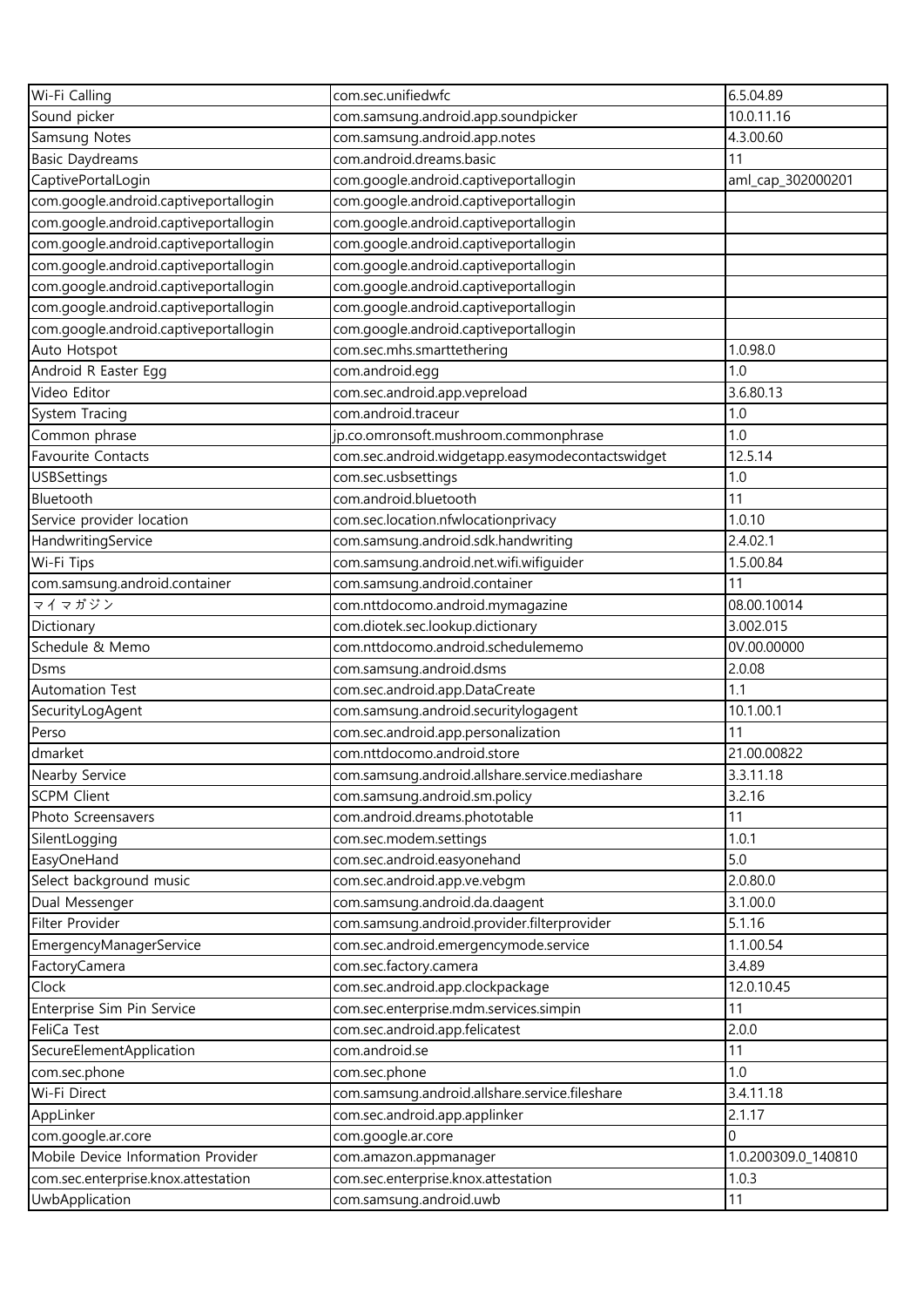| Wi-Fi Calling | com.sec.unifiedwfc | 6.5.04.89 |
|---|---|---|
| Sound picker | com.samsung.android.app.soundpicker | 10.0.11.16 |
| Samsung Notes | com.samsung.android.app.notes | 4.3.00.60 |
| Basic Daydreams | com.android.dreams.basic | 11 |
| CaptivePortalLogin | com.google.android.captiveportallogin | aml_cap_302000201 |
| com.google.android.captiveportallogin | com.google.android.captiveportallogin | |
| com.google.android.captiveportallogin | com.google.android.captiveportallogin | |
| com.google.android.captiveportallogin | com.google.android.captiveportallogin | |
| com.google.android.captiveportallogin | com.google.android.captiveportallogin | |
| com.google.android.captiveportallogin | com.google.android.captiveportallogin | |
| com.google.android.captiveportallogin | com.google.android.captiveportallogin | |
| com.google.android.captiveportallogin | com.google.android.captiveportallogin | |
| Auto Hotspot | com.sec.mhs.smarttethering | 1.0.98.0 |
| Android R Easter Egg | com.android.egg | 1.0 |
| Video Editor | com.sec.android.app.vepreload | 3.6.80.13 |
| System Tracing | com.android.traceur | 1.0 |
| Common phrase | jp.co.omronsoft.mushroom.commonphrase | 1.0 |
| Favourite Contacts | com.sec.android.widgetapp.easymodecontactswidget | 12.5.14 |
| USBSettings | com.sec.usbsettings | 1.0 |
| Bluetooth | com.android.bluetooth | 11 |
| Service provider location | com.sec.location.nfwlocationprivacy | 1.0.10 |
| HandwritingService | com.samsung.android.sdk.handwriting | 2.4.02.1 |
| Wi-Fi Tips | com.samsung.android.net.wifi.wifiguider | 1.5.00.84 |
| com.samsung.android.container | com.samsung.android.container | 11 |
| マイマガジン | com.nttdocomo.android.mymagazine | 08.00.10014 |
| Dictionary | com.diotek.sec.lookup.dictionary | 3.002.015 |
| Schedule & Memo | com.nttdocomo.android.schedulememo | 0V.00.00000 |
| Dsms | com.samsung.android.dsms | 2.0.08 |
| Automation Test | com.sec.android.app.DataCreate | 1.1 |
| SecurityLogAgent | com.samsung.android.securitylogagent | 10.1.00.1 |
| Perso | com.sec.android.app.personalization | 11 |
| dmarket | com.nttdocomo.android.store | 21.00.00822 |
| Nearby Service | com.samsung.android.allshare.service.mediashare | 3.3.11.18 |
| SCPM Client | com.samsung.android.sm.policy | 3.2.16 |
| Photo Screensavers | com.android.dreams.phototable | 11 |
| SilentLogging | com.sec.modem.settings | 1.0.1 |
| EasyOneHand | com.sec.android.easyonehand | 5.0 |
| Select background music | com.sec.android.app.ve.vebgm | 2.0.80.0 |
| Dual Messenger | com.samsung.android.da.daagent | 3.1.00.0 |
| Filter Provider | com.samsung.android.provider.filterprovider | 5.1.16 |
| EmergencyManagerService | com.sec.android.emergencymode.service | 1.1.00.54 |
| FactoryCamera | com.sec.factory.camera | 3.4.89 |
| Clock | com.sec.android.app.clockpackage | 12.0.10.45 |
| Enterprise Sim Pin Service | com.sec.enterprise.mdm.services.simpin | 11 |
| FeliCa Test | com.sec.android.app.felicatest | 2.0.0 |
| SecureElementApplication | com.android.se | 11 |
| com.sec.phone | com.sec.phone | 1.0 |
| Wi-Fi Direct | com.samsung.android.allshare.service.fileshare | 3.4.11.18 |
| AppLinker | com.sec.android.app.applinker | 2.1.17 |
| com.google.ar.core | com.google.ar.core | 0 |
| Mobile Device Information Provider | com.amazon.appmanager | 1.0.200309.0_140810 |
| com.sec.enterprise.knox.attestation | com.sec.enterprise.knox.attestation | 1.0.3 |
| UwbApplication | com.samsung.android.uwb | 11 |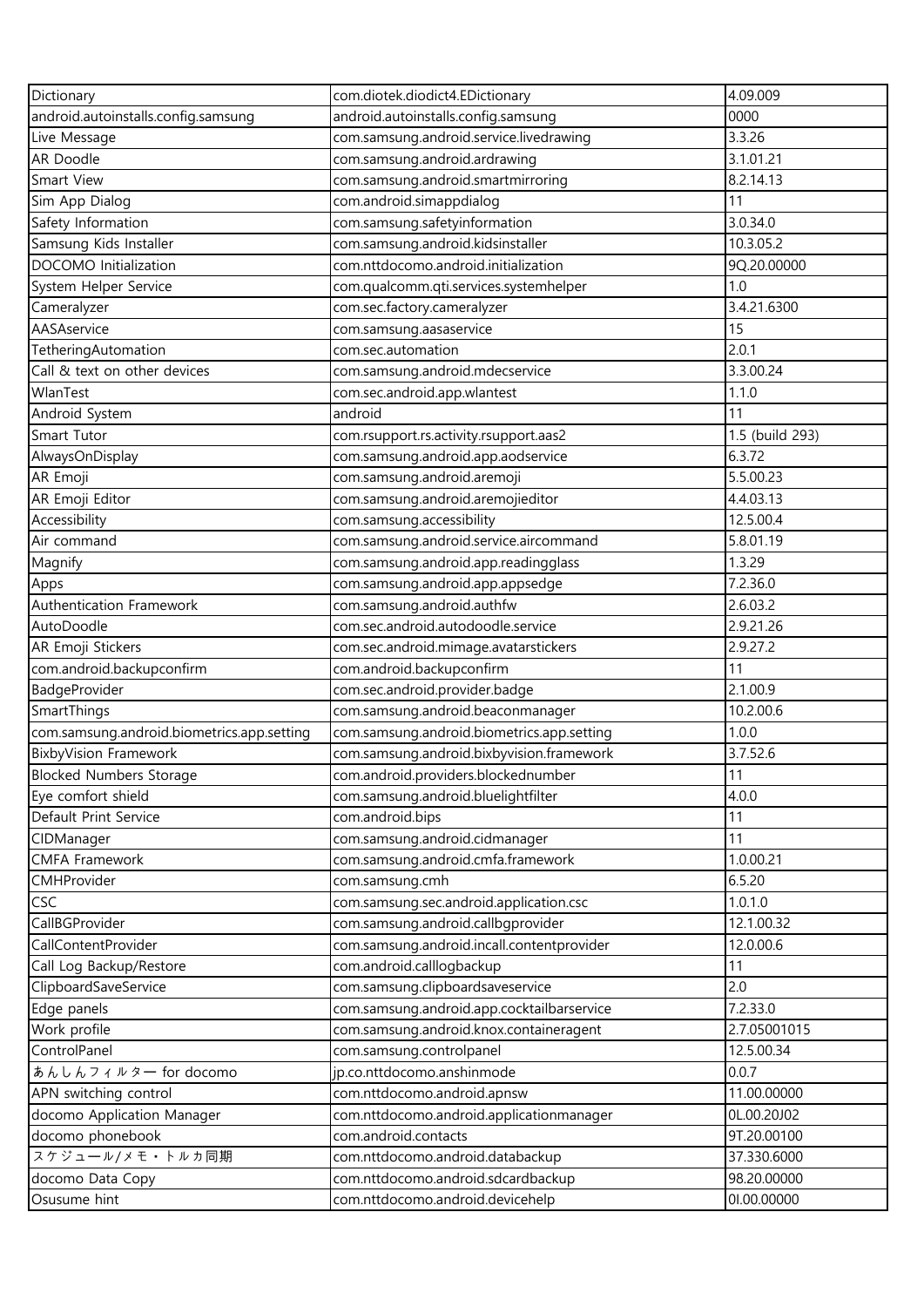| Dictionary | com.diotek.diodict4.EDictionary | 4.09.009 |
|---|---|---|
| android.autoinstalls.config.samsung | android.autoinstalls.config.samsung | 0000 |
| Live Message | com.samsung.android.service.livedrawing | 3.3.26 |
| AR Doodle | com.samsung.android.ardrawing | 3.1.01.21 |
| Smart View | com.samsung.android.smartmirroring | 8.2.14.13 |
| Sim App Dialog | com.android.simappdialog | 11 |
| Safety Information | com.samsung.safetyinformation | 3.0.34.0 |
| Samsung Kids Installer | com.samsung.android.kidsinstaller | 10.3.05.2 |
| DOCOMO Initialization | com.nttdocomo.android.initialization | 9Q.20.00000 |
| System Helper Service | com.qualcomm.qti.services.systemhelper | 1.0 |
| Cameralyzer | com.sec.factory.cameralyzer | 3.4.21.6300 |
| AASAservice | com.samsung.aasaservice | 15 |
| TetheringAutomation | com.sec.automation | 2.0.1 |
| Call & text on other devices | com.samsung.android.mdecservice | 3.3.00.24 |
| WlanTest | com.sec.android.app.wlantest | 1.1.0 |
| Android System | android | 11 |
| Smart Tutor | com.rsupport.rs.activity.rsupport.aas2 | 1.5 (build 293) |
| AlwaysOnDisplay | com.samsung.android.app.aodservice | 6.3.72 |
| AR Emoji | com.samsung.android.aremoji | 5.5.00.23 |
| AR Emoji Editor | com.samsung.android.aremojieditor | 4.4.03.13 |
| Accessibility | com.samsung.accessibility | 12.5.00.4 |
| Air command | com.samsung.android.service.aircommand | 5.8.01.19 |
| Magnify | com.samsung.android.app.readingglass | 1.3.29 |
| Apps | com.samsung.android.app.appsedge | 7.2.36.0 |
| Authentication Framework | com.samsung.android.authfw | 2.6.03.2 |
| AutoDoodle | com.sec.android.autodoodle.service | 2.9.21.26 |
| AR Emoji Stickers | com.sec.android.mimage.avatarstickers | 2.9.27.2 |
| com.android.backupconfirm | com.android.backupconfirm | 11 |
| BadgeProvider | com.sec.android.provider.badge | 2.1.00.9 |
| SmartThings | com.samsung.android.beaconmanager | 10.2.00.6 |
| com.samsung.android.biometrics.app.setting | com.samsung.android.biometrics.app.setting | 1.0.0 |
| BixbyVision Framework | com.samsung.android.bixbyvision.framework | 3.7.52.6 |
| Blocked Numbers Storage | com.android.providers.blockednumber | 11 |
| Eye comfort shield | com.samsung.android.bluelightfilter | 4.0.0 |
| Default Print Service | com.android.bips | 11 |
| CIDManager | com.samsung.android.cidmanager | 11 |
| CMFA Framework | com.samsung.android.cmfa.framework | 1.0.00.21 |
| CMHProvider | com.samsung.cmh | 6.5.20 |
| CSC | com.samsung.sec.android.application.csc | 1.0.1.0 |
| CallBGProvider | com.samsung.android.callbgprovider | 12.1.00.32 |
| CallContentProvider | com.samsung.android.incall.contentprovider | 12.0.00.6 |
| Call Log Backup/Restore | com.android.calllogbackup | 11 |
| ClipboardSaveService | com.samsung.clipboardsaveservice | 2.0 |
| Edge panels | com.samsung.android.app.cocktailbarservice | 7.2.33.0 |
| Work profile | com.samsung.android.knox.containeragent | 2.7.05001015 |
| ControlPanel | com.samsung.controlpanel | 12.5.00.34 |
| あんしんフィルター for docomo | jp.co.nttdocomo.anshinmode | 0.0.7 |
| APN switching control | com.nttdocomo.android.apnsw | 11.00.00000 |
| docomo Application Manager | com.nttdocomo.android.applicationmanager | 0L.00.20J02 |
| docomo phonebook | com.android.contacts | 9T.20.00100 |
| スケジュール/メモ・トルカ同期 | com.nttdocomo.android.databackup | 37.330.6000 |
| docomo Data Copy | com.nttdocomo.android.sdcardbackup | 98.20.00000 |
| Osusume hint | com.nttdocomo.android.devicehelp | 0I.00.00000 |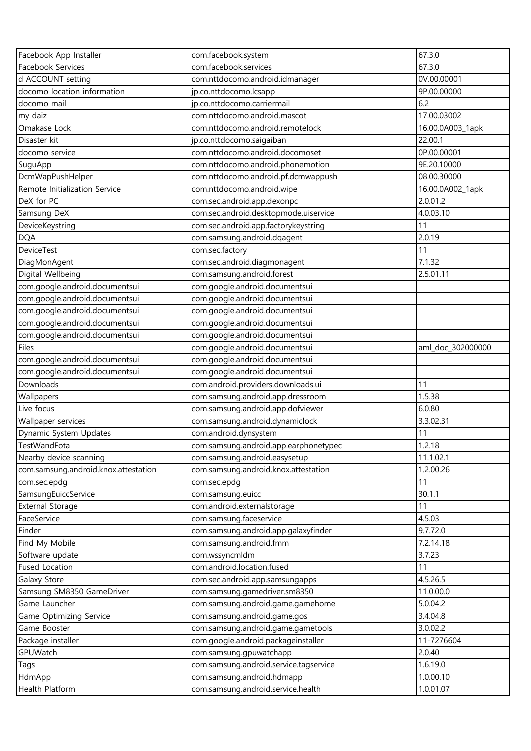| Facebook App Installer | com.facebook.system | 67.3.0 |
|---|---|---|
| Facebook Services | com.facebook.services | 67.3.0 |
| d ACCOUNT setting | com.nttdocomo.android.idmanager | 0V.00.00001 |
| docomo location information | jp.co.nttdocomo.lcsapp | 9P.00.00000 |
| docomo mail | jp.co.nttdocomo.carriermail | 6.2 |
| my daiz | com.nttdocomo.android.mascot | 17.00.03002 |
| Omakase Lock | com.nttdocomo.android.remotelock | 16.00.0A003_1apk |
| Disaster kit | jp.co.nttdocomo.saigaiban | 22.00.1 |
| docomo service | com.nttdocomo.android.docomoset | 0P.00.00001 |
| SuguApp | com.nttdocomo.android.phonemotion | 9E.20.10000 |
| DcmWapPushHelper | com.nttdocomo.android.pf.dcmwappush | 08.00.30000 |
| Remote Initialization Service | com.nttdocomo.android.wipe | 16.00.0A002_1apk |
| DeX for PC | com.sec.android.app.dexonpc | 2.0.01.2 |
| Samsung DeX | com.sec.android.desktopmode.uiservice | 4.0.03.10 |
| DeviceKeystring | com.sec.android.app.factorykeystring | 11 |
| DQA | com.samsung.android.dqagent | 2.0.19 |
| DeviceTest | com.sec.factory | 11 |
| DiagMonAgent | com.sec.android.diagmonagent | 7.1.32 |
| Digital Wellbeing | com.samsung.android.forest | 2.5.01.11 |
| com.google.android.documentsui | com.google.android.documentsui | |
| com.google.android.documentsui | com.google.android.documentsui | |
| com.google.android.documentsui | com.google.android.documentsui | |
| com.google.android.documentsui | com.google.android.documentsui | |
| com.google.android.documentsui | com.google.android.documentsui | |
| Files | com.google.android.documentsui | aml_doc_302000000 |
| com.google.android.documentsui | com.google.android.documentsui | |
| com.google.android.documentsui | com.google.android.documentsui | |
| Downloads | com.android.providers.downloads.ui | 11 |
| Wallpapers | com.samsung.android.app.dressroom | 1.5.38 |
| Live focus | com.samsung.android.app.dofviewer | 6.0.80 |
| Wallpaper services | com.samsung.android.dynamiclock | 3.3.02.31 |
| Dynamic System Updates | com.android.dynsystem | 11 |
| TestWandFota | com.samsung.android.app.earphonetypec | 1.2.18 |
| Nearby device scanning | com.samsung.android.easysetup | 11.1.02.1 |
| com.samsung.android.knox.attestation | com.samsung.android.knox.attestation | 1.2.00.26 |
| com.sec.epdg | com.sec.epdg | 11 |
| SamsungEuiccService | com.samsung.euicc | 30.1.1 |
| External Storage | com.android.externalstorage | 11 |
| FaceService | com.samsung.faceservice | 4.5.03 |
| Finder | com.samsung.android.app.galaxyfinder | 9.7.72.0 |
| Find My Mobile | com.samsung.android.fmm | 7.2.14.18 |
| Software update | com.wssyncmldm | 3.7.23 |
| Fused Location | com.android.location.fused | 11 |
| Galaxy Store | com.sec.android.app.samsungapps | 4.5.26.5 |
| Samsung SM8350 GameDriver | com.samsung.gamedriver.sm8350 | 11.0.00.0 |
| Game Launcher | com.samsung.android.game.gamehome | 5.0.04.2 |
| Game Optimizing Service | com.samsung.android.game.gos | 3.4.04.8 |
| Game Booster | com.samsung.android.game.gametools | 3.0.02.2 |
| Package installer | com.google.android.packageinstaller | 11-7276604 |
| GPUWatch | com.samsung.gpuwatchapp | 2.0.40 |
| Tags | com.samsung.android.service.tagservice | 1.6.19.0 |
| HdmApp | com.samsung.android.hdmapp | 1.0.00.10 |
| Health Platform | com.samsung.android.service.health | 1.0.01.07 |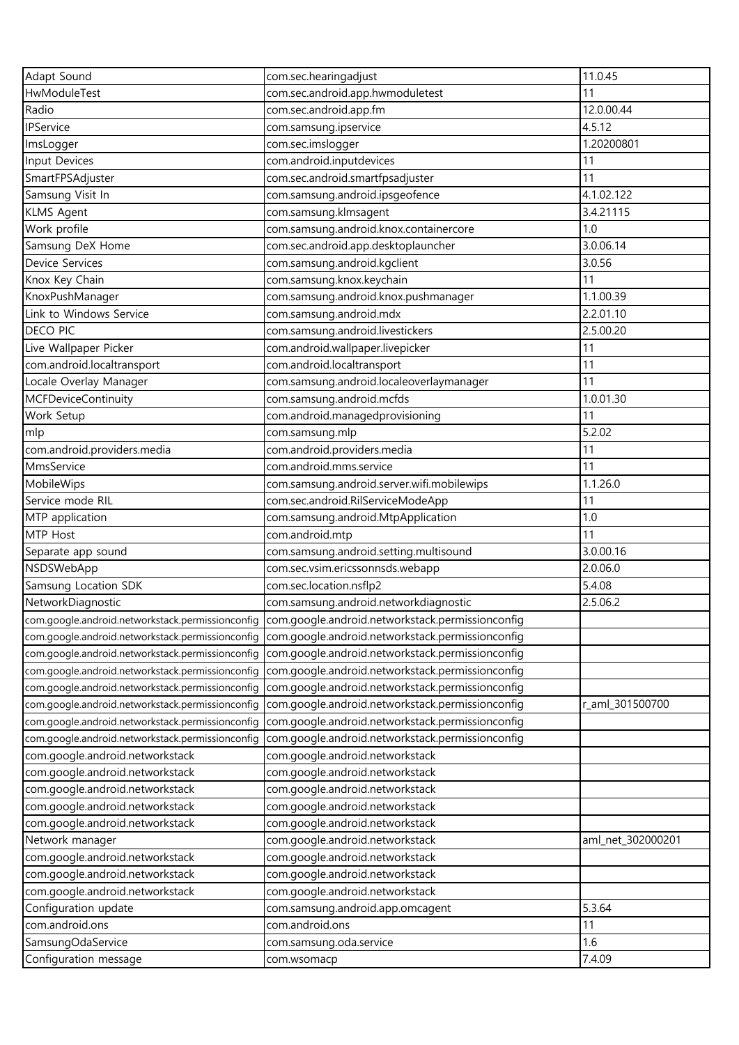| Adapt Sound | com.sec.hearingadjust | 11.0.45 |
|---|---|---|
| HwModuleTest | com.sec.android.app.hwmoduletest | 11 |
| Radio | com.sec.android.app.fm | 12.0.00.44 |
| IPService | com.samsung.ipservice | 4.5.12 |
| ImsLogger | com.sec.imslogger | 1.20200801 |
| Input Devices | com.android.inputdevices | 11 |
| SmartFPSAdjuster | com.sec.android.smartfpsadjuster | 11 |
| Samsung Visit In | com.samsung.android.ipsgeofence | 4.1.02.122 |
| KLMS Agent | com.samsung.klmsagent | 3.4.21115 |
| Work profile | com.samsung.android.knox.containercore | 1.0 |
| Samsung DeX Home | com.sec.android.app.desktoplauncher | 3.0.06.14 |
| Device Services | com.samsung.android.kgclient | 3.0.56 |
| Knox Key Chain | com.samsung.knox.keychain | 11 |
| KnoxPushManager | com.samsung.android.knox.pushmanager | 1.1.00.39 |
| Link to Windows Service | com.samsung.android.mdx | 2.2.01.10 |
| DECO PIC | com.samsung.android.livestickers | 2.5.00.20 |
| Live Wallpaper Picker | com.android.wallpaper.livepicker | 11 |
| com.android.localtransport | com.android.localtransport | 11 |
| Locale Overlay Manager | com.samsung.android.localeoverlaymanager | 11 |
| MCFDeviceContinuity | com.samsung.android.mcfds | 1.0.01.30 |
| Work Setup | com.android.managedprovisioning | 11 |
| mlp | com.samsung.mlp | 5.2.02 |
| com.android.providers.media | com.android.providers.media | 11 |
| MmsService | com.android.mms.service | 11 |
| MobileWips | com.samsung.android.server.wifi.mobilewips | 1.1.26.0 |
| Service mode RIL | com.sec.android.RilServiceModeApp | 11 |
| MTP application | com.samsung.android.MtpApplication | 1.0 |
| MTP Host | com.android.mtp | 11 |
| Separate app sound | com.samsung.android.setting.multisound | 3.0.00.16 |
| NSDSWebApp | com.sec.vsim.ericssonnsds.webapp | 2.0.06.0 |
| Samsung Location SDK | com.sec.location.nsflp2 | 5.4.08 |
| NetworkDiagnostic | com.samsung.android.networkdiagnostic | 2.5.06.2 |
| com.google.android.networkstack.permissionconfig | com.google.android.networkstack.permissionconfig | |
| com.google.android.networkstack.permissionconfig | com.google.android.networkstack.permissionconfig | |
| com.google.android.networkstack.permissionconfig | com.google.android.networkstack.permissionconfig | |
| com.google.android.networkstack.permissionconfig | com.google.android.networkstack.permissionconfig | |
| com.google.android.networkstack.permissionconfig | com.google.android.networkstack.permissionconfig | |
| com.google.android.networkstack.permissionconfig | com.google.android.networkstack.permissionconfig | r_aml_301500700 |
| com.google.android.networkstack.permissionconfig | com.google.android.networkstack.permissionconfig | |
| com.google.android.networkstack.permissionconfig | com.google.android.networkstack.permissionconfig | |
| com.google.android.networkstack | com.google.android.networkstack | |
| com.google.android.networkstack | com.google.android.networkstack | |
| com.google.android.networkstack | com.google.android.networkstack | |
| com.google.android.networkstack | com.google.android.networkstack | |
| com.google.android.networkstack | com.google.android.networkstack | |
| Network manager | com.google.android.networkstack | aml_net_302000201 |
| com.google.android.networkstack | com.google.android.networkstack | |
| com.google.android.networkstack | com.google.android.networkstack | |
| com.google.android.networkstack | com.google.android.networkstack | |
| Configuration update | com.samsung.android.app.omcagent | 5.3.64 |
| com.android.ons | com.android.ons | 11 |
| SamsungOdaService | com.samsung.oda.service | 1.6 |
| Configuration message | com.wsomacp | 7.4.09 |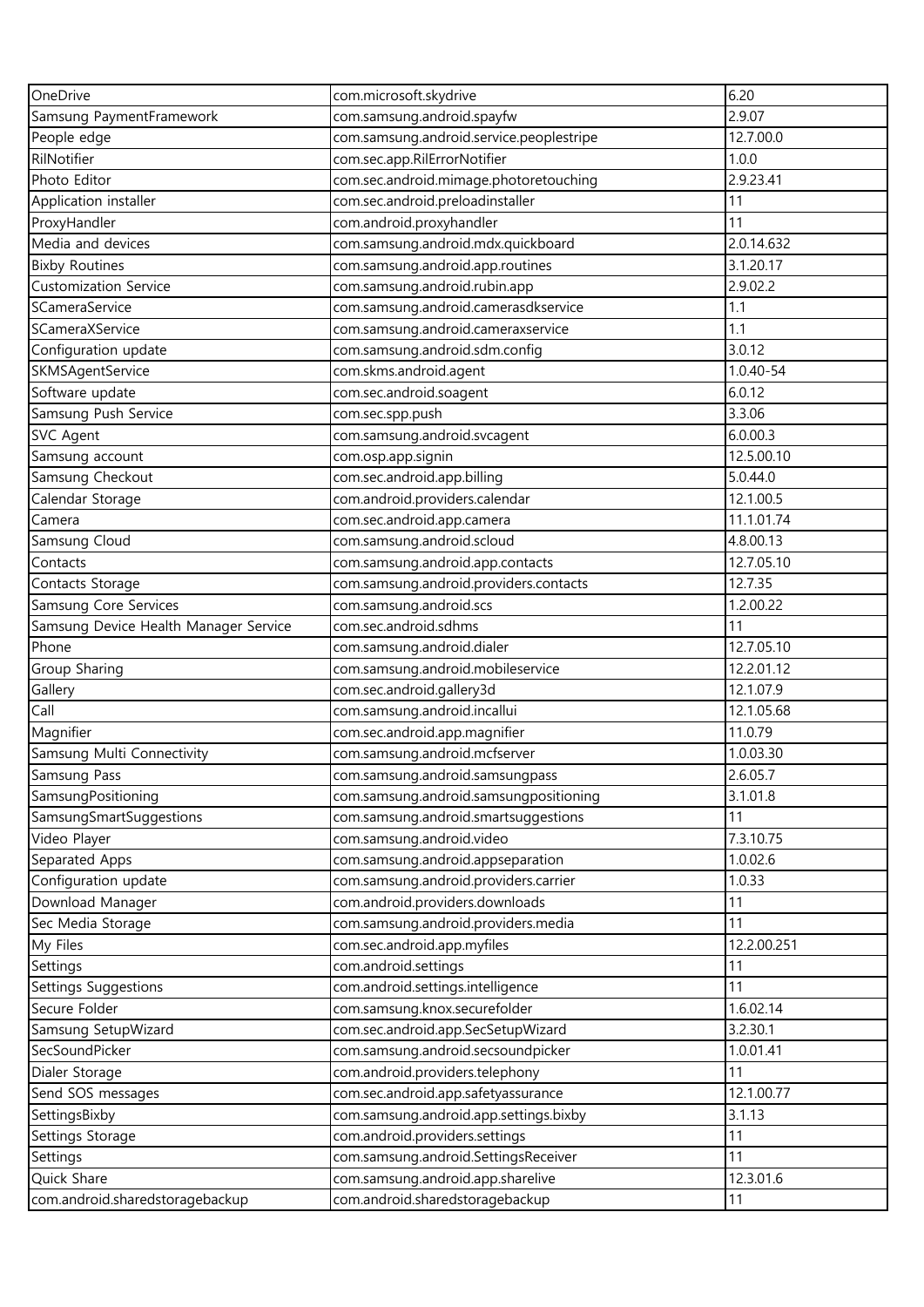| OneDrive | com.microsoft.skydrive | 6.20 |
|---|---|---|
| Samsung PaymentFramework | com.samsung.android.spayfw | 2.9.07 |
| People edge | com.samsung.android.service.peoplestripe | 12.7.00.0 |
| RilNotifier | com.sec.app.RilErrorNotifier | 1.0.0 |
| Photo Editor | com.sec.android.mimage.photoretouching | 2.9.23.41 |
| Application installer | com.sec.android.preloadinstaller | 11 |
| ProxyHandler | com.android.proxyhandler | 11 |
| Media and devices | com.samsung.android.mdx.quickboard | 2.0.14.632 |
| Bixby Routines | com.samsung.android.app.routines | 3.1.20.17 |
| Customization Service | com.samsung.android.rubin.app | 2.9.02.2 |
| SCameraService | com.samsung.android.camerasdkservice | 1.1 |
| SCameraXService | com.samsung.android.cameraxservice | 1.1 |
| Configuration update | com.samsung.android.sdm.config | 3.0.12 |
| SKMSAgentService | com.skms.android.agent | 1.0.40-54 |
| Software update | com.sec.android.soagent | 6.0.12 |
| Samsung Push Service | com.sec.spp.push | 3.3.06 |
| SVC Agent | com.samsung.android.svcagent | 6.0.00.3 |
| Samsung account | com.osp.app.signin | 12.5.00.10 |
| Samsung Checkout | com.sec.android.app.billing | 5.0.44.0 |
| Calendar Storage | com.android.providers.calendar | 12.1.00.5 |
| Camera | com.sec.android.app.camera | 11.1.01.74 |
| Samsung Cloud | com.samsung.android.scloud | 4.8.00.13 |
| Contacts | com.samsung.android.app.contacts | 12.7.05.10 |
| Contacts Storage | com.samsung.android.providers.contacts | 12.7.35 |
| Samsung Core Services | com.samsung.android.scs | 1.2.00.22 |
| Samsung Device Health Manager Service | com.sec.android.sdhms | 11 |
| Phone | com.samsung.android.dialer | 12.7.05.10 |
| Group Sharing | com.samsung.android.mobileservice | 12.2.01.12 |
| Gallery | com.sec.android.gallery3d | 12.1.07.9 |
| Call | com.samsung.android.incallui | 12.1.05.68 |
| Magnifier | com.sec.android.app.magnifier | 11.0.79 |
| Samsung Multi Connectivity | com.samsung.android.mcfserver | 1.0.03.30 |
| Samsung Pass | com.samsung.android.samsungpass | 2.6.05.7 |
| SamsungPositioning | com.samsung.android.samsungpositioning | 3.1.01.8 |
| SamsungSmartSuggestions | com.samsung.android.smartsuggestions | 11 |
| Video Player | com.samsung.android.video | 7.3.10.75 |
| Separated Apps | com.samsung.android.appseparation | 1.0.02.6 |
| Configuration update | com.samsung.android.providers.carrier | 1.0.33 |
| Download Manager | com.android.providers.downloads | 11 |
| Sec Media Storage | com.samsung.android.providers.media | 11 |
| My Files | com.sec.android.app.myfiles | 12.2.00.251 |
| Settings | com.android.settings | 11 |
| Settings Suggestions | com.android.settings.intelligence | 11 |
| Secure Folder | com.samsung.knox.securefolder | 1.6.02.14 |
| Samsung SetupWizard | com.sec.android.app.SecSetupWizard | 3.2.30.1 |
| SecSoundPicker | com.samsung.android.secsoundpicker | 1.0.01.41 |
| Dialer Storage | com.android.providers.telephony | 11 |
| Send SOS messages | com.sec.android.app.safetyassurance | 12.1.00.77 |
| SettingsBixby | com.samsung.android.app.settings.bixby | 3.1.13 |
| Settings Storage | com.android.providers.settings | 11 |
| Settings | com.samsung.android.SettingsReceiver | 11 |
| Quick Share | com.samsung.android.app.sharelive | 12.3.01.6 |
| com.android.sharedstoragebackup | com.android.sharedstoragebackup | 11 |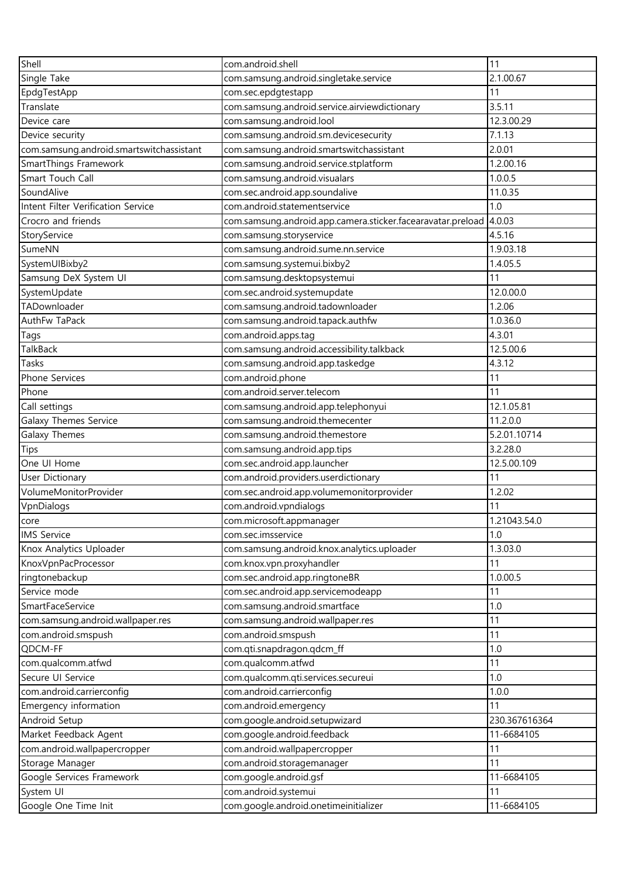| | | |
|---|---|---|
| Shell | com.android.shell | 11 |
| Single Take | com.samsung.android.singletake.service | 2.1.00.67 |
| EpdgTestApp | com.sec.epdgtestapp | 11 |
| Translate | com.samsung.android.service.airviewdictionary | 3.5.11 |
| Device care | com.samsung.android.lool | 12.3.00.29 |
| Device security | com.samsung.android.sm.devicesecurity | 7.1.13 |
| com.samsung.android.smartswitchassistant | com.samsung.android.smartswitchassistant | 2.0.01 |
| SmartThings Framework | com.samsung.android.service.stplatform | 1.2.00.16 |
| Smart Touch Call | com.samsung.android.visualars | 1.0.0.5 |
| SoundAlive | com.sec.android.app.soundalive | 11.0.35 |
| Intent Filter Verification Service | com.android.statementservice | 1.0 |
| Crocro and friends | com.samsung.android.app.camera.sticker.facearavatar.preload | 4.0.03 |
| StoryService | com.samsung.storyservice | 4.5.16 |
| SumeNN | com.samsung.android.sume.nn.service | 1.9.03.18 |
| SystemUIBixby2 | com.samsung.systemui.bixby2 | 1.4.05.5 |
| Samsung DeX System UI | com.samsung.desktopsystemui | 11 |
| SystemUpdate | com.sec.android.systemupdate | 12.0.00.0 |
| TADownloader | com.samsung.android.tadownloader | 1.2.06 |
| AuthFw TaPack | com.samsung.android.tapack.authfw | 1.0.36.0 |
| Tags | com.android.apps.tag | 4.3.01 |
| TalkBack | com.samsung.android.accessibility.talkback | 12.5.00.6 |
| Tasks | com.samsung.android.app.taskedge | 4.3.12 |
| Phone Services | com.android.phone | 11 |
| Phone | com.android.server.telecom | 11 |
| Call settings | com.samsung.android.app.telephonyui | 12.1.05.81 |
| Galaxy Themes Service | com.samsung.android.themecenter | 11.2.0.0 |
| Galaxy Themes | com.samsung.android.themestore | 5.2.01.10714 |
| Tips | com.samsung.android.app.tips | 3.2.28.0 |
| One UI Home | com.sec.android.app.launcher | 12.5.00.109 |
| User Dictionary | com.android.providers.userdictionary | 11 |
| VolumeMonitorProvider | com.sec.android.app.volumemonitorprovider | 1.2.02 |
| VpnDialogs | com.android.vpndialogs | 11 |
| core | com.microsoft.appmanager | 1.21043.54.0 |
| IMS Service | com.sec.imsservice | 1.0 |
| Knox Analytics Uploader | com.samsung.android.knox.analytics.uploader | 1.3.03.0 |
| KnoxVpnPacProcessor | com.knox.vpn.proxyhandler | 11 |
| ringtonebackup | com.sec.android.app.ringtoneBR | 1.0.00.5 |
| Service mode | com.sec.android.app.servicemodeapp | 11 |
| SmartFaceService | com.samsung.android.smartface | 1.0 |
| com.samsung.android.wallpaper.res | com.samsung.android.wallpaper.res | 11 |
| com.android.smspush | com.android.smspush | 11 |
| QDCM-FF | com.qti.snapdragon.qdcm_ff | 1.0 |
| com.qualcomm.atfwd | com.qualcomm.atfwd | 11 |
| Secure UI Service | com.qualcomm.qti.services.secureui | 1.0 |
| com.android.carrierconfig | com.android.carrierconfig | 1.0.0 |
| Emergency information | com.android.emergency | 11 |
| Android Setup | com.google.android.setupwizard | 230.367616364 |
| Market Feedback Agent | com.google.android.feedback | 11-6684105 |
| com.android.wallpapercropper | com.android.wallpapercropper | 11 |
| Storage Manager | com.android.storagemanager | 11 |
| Google Services Framework | com.google.android.gsf | 11-6684105 |
| System UI | com.android.systemui | 11 |
| Google One Time Init | com.google.android.onetimeinitializer | 11-6684105 |